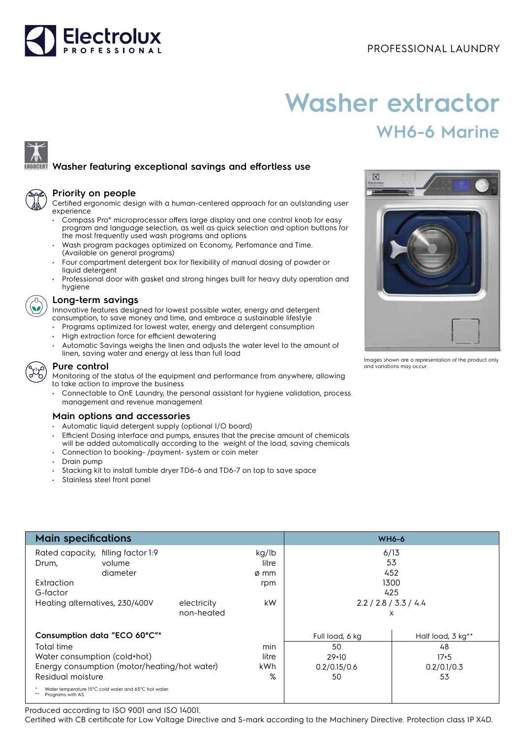PROFESSIONAL LAUNDRY

# Washer extractor

## WH6-6 Marine

### Washer featuring exceptional savings and effortless use

### Priority on people

Certified ergonomic design with a human-centered approach for an outstanding user experience

- Compass Pro® microprocessor offers large display and one control knob for easy program and language selection, as well as quick selection and option buttons for the most frequently used wash programs and options
- Wash program packages optimized on Economy, Perfomance and Time. (Available on general programs)
- Four compartment detergent box for flexibility of manual dosing of powder or liquid detergent
- Professional door with gasket and strong hinges built for heavy duty operation and hygiene

### Long-term savings

Innovative features designed for lowest possible water, energy and detergent consumption, to save money and time, and embrace a sustainable lifestyle

- Programs optimized for lowest water, energy and detergent consumption
- High extraction force for efficient dewatering
- Automatic Savings weighs the linen and adjusts the water level to the amount of linen, saving water and energy at less than full load

### Pure control

Monitoring of the status of the equipment and performance from anywhere, allowing to take action to improve the business

- Connectable to OnE Laundry, the personal assistant for hygiene validation, process management and revenue management

### Main options and accessories

- Automatic liquid detergent supply (optional I/O board)
- Efficient Dosing interface and pumps, ensures that the precise amount of chemicals will be added automatically according to the weight of the load, saving chemicals
- Connection to booking- /payment- system or coin meter
- Drain pump
- Stacking kit to install tumble dryer TD6-6 and TD6-7 on top to save space
- Stainless steel front panel

Images shown are a representation of the product only and variations may occur.

| Main specifications | | | | WH6-6 | |
|---|---|---|---|---|---|
| Rated capacity, | filling factor 1:9 | | kg/lb | 6/13 | |
| Drum, | volume | | litre | 53 | |
| | diameter | | ø mm | 452 | |
| Extraction | | | rpm | 1300 | |
| G-factor | | | | 425 | |
| Heating alternatives, 230/400V | | electricity | kW | 2.2 / 2.8 / 3.3 / 4.4 | |
| | | non-heated | | x | |
| **Consumption data "ECO 60°C"*** | | | | Full load, 6 kg | Half load, 3 kg** |
| Total time | | | min | 50 | 48 |
| Water consumption (cold+hot) | | | litre | 29+10 | 17+5 |
| Energy consumption (motor/heating/hot water) | | | kWh | 0.2/0.15/0.6 | 0.2/0.1/0.3 |
| Residual moisture | | | % | 50 | 53 |

\* Water temperature 15°C cold water and 65°C hot water.
\*\* Programs with AS.

Produced according to ISO 9001 and ISO 14001.
Certified with CB certificate for Low Voltage Directive and S-mark according to the Machinery Directive. Protection class IP X4D.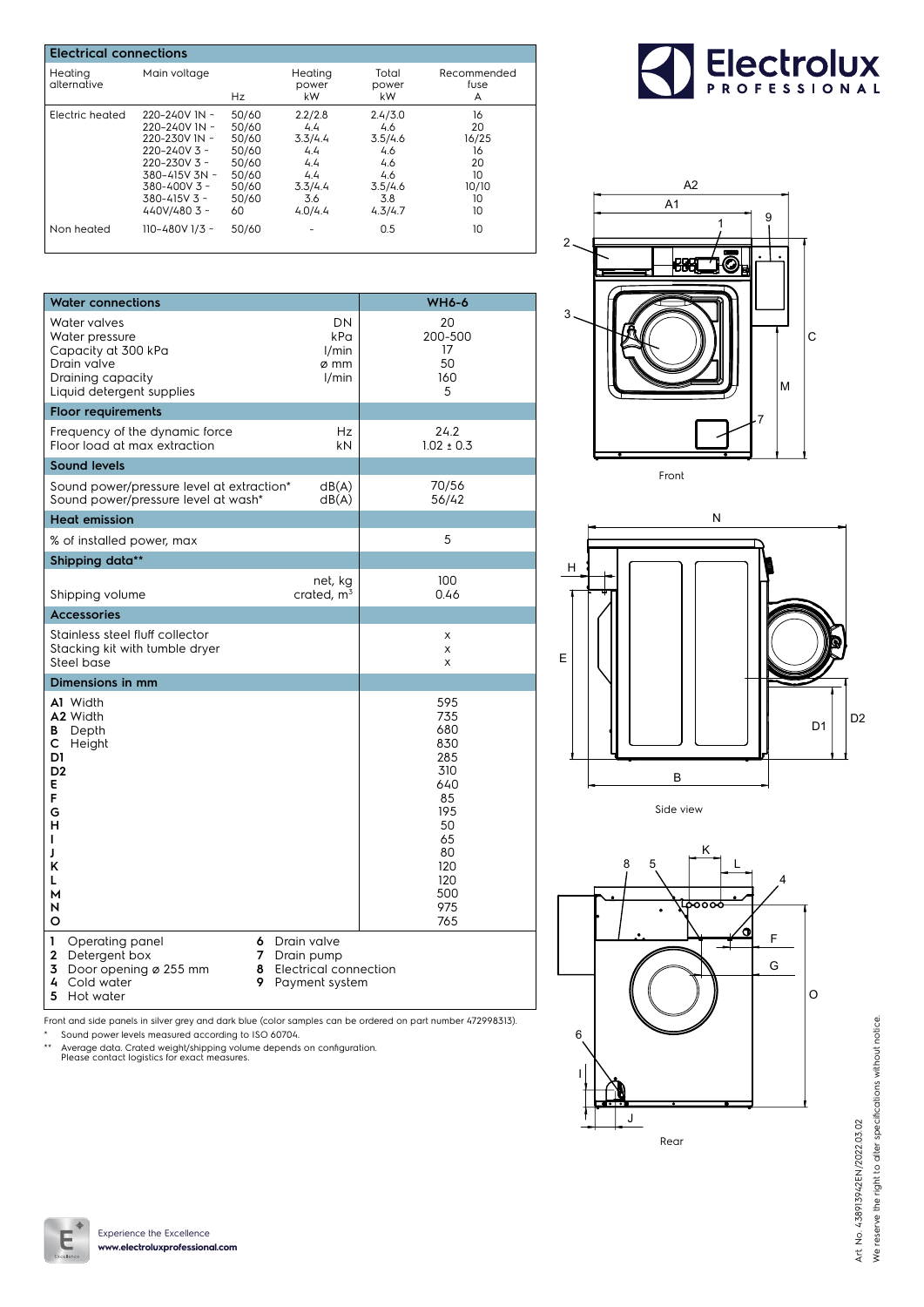## Electrical connections

| Heating alternative | Main voltage | Hz | Heating power kW | Total power kW | Recommended fuse A |
|---|---|---|---|---|---|
| Electric heated | 220-240V 1N ~ | 50/60 | 2.2/2.8 | 2.4/3.0 | 16 |
| | 220-240V 1N ~ | 50/60 | 4.4 | 4.6 | 20 |
| | 220-230V 1N ~ | 50/60 | 3.3/4.4 | 3.5/4.6 | 16/25 |
| | 220-240V 3 ~ | 50/60 | 4.4 | 4.6 | 16 |
| | 220-230V 3 ~ | 50/60 | 4.4 | 4.6 | 20 |
| | 380-415V 3N ~ | 50/60 | 4.4 | 4.6 | 10 |
| | 380-400V 3 ~ | 50/60 | 3.3/4.4 | 3.5/4.6 | 10/10 |
| | 380-415V 3 ~ | 50/60 | 3.6 | 3.8 | 10 |
| | 440V/480 3 ~ | 60 | 4.0/4.4 | 4.3/4.7 | 10 |
| Non heated | 110-480V 1/3 ~ | 50/60 | - | 0.5 | 10 |

| Water connections | | WH6-6 |
|---|---|---|
| Water valves | DN | 20 |
| Water pressure | kPa | 200-500 |
| Capacity at 300 kPa | l/min | 17 |
| Drain valve | ø mm | 50 |
| Draining capacity | l/min | 160 |
| Liquid detergent supplies | | 5 |
| **Floor requirements** | | |
| Frequency of the dynamic force | Hz | 24.2 |
| Floor load at max extraction | kN | 1.02 ± 0.3 |
| **Sound levels** | | |
| Sound power/pressure level at extraction* | dB(A) | 70/56 |
| Sound power/pressure level at wash* | dB(A) | 56/42 |
| **Heat emission** | | |
| % of installed power, max | | 5 |
| **Shipping data**** | | |
| | net, kg | 100 |
| Shipping volume | crated, m³ | 0.46 |
| **Accessories** | | |
| Stainless steel fluff collector | | x |
| Stacking kit with tumble dryer | | x |
| Steel base | | x |
| **Dimensions in mm** | | |
| **A1** Width | | 595 |
| **A2** Width | | 735 |
| **B** Depth | | 680 |
| **C** Height | | 830 |
| **D1** | | 285 |
| **D2** | | 310 |
| **E** | | 640 |
| **F** | | 85 |
| **G** | | 195 |
| **H** | | 50 |
| **I** | | 65 |
| **J** | | 80 |
| **K** | | 120 |
| **L** | | 120 |
| **M** | | 500 |
| **N** | | 975 |
| **O** | | 765 |

1. Operating panel
2. Detergent box
3. Door opening ø 255 mm
4. Cold water
5. Hot water
6. Drain valve
7. Drain pump
8. Electrical connection
9. Payment system

Front and side panels in silver grey and dark blue (color samples can be ordered on part number 472998313).

\* Sound power levels measured according to ISO 60704.

\*\* Average data. Crated weight/shipping volume depends on configuration. Please contact logistics for exact measures.

Electrolux PROFESSIONAL

A2
A1
1
9
2
3
C
M
7
Front

N
H
E
D1
D2
B
Side view

K
8
5
L
4
F
G
O
6
I
J
Rear

Experience the Excellence
www.electroluxprofessional.com

Art. No. 438913942EN/2022.03.02
We reserve the right to alter specifications without notice.